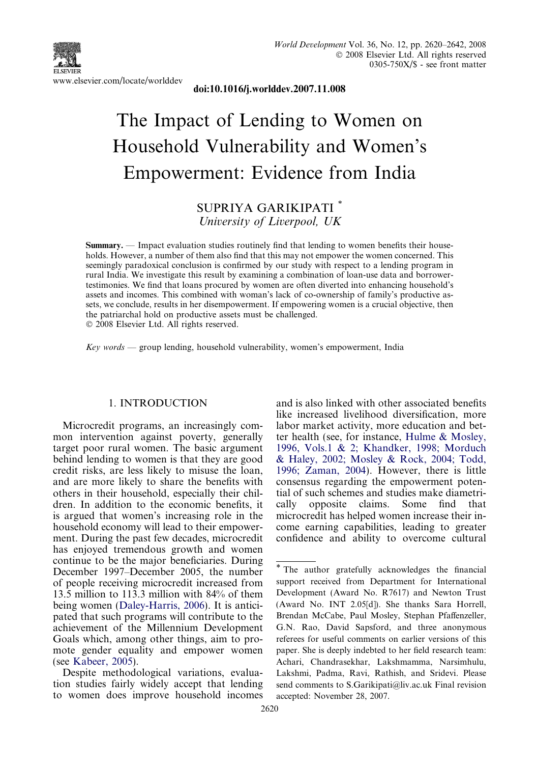doi:10.1016/j.worlddev.2007.11.008

# The Impact of Lending to Women on Household Vulnerability and Women's Empowerment: Evidence from India

SUPRIYA GARIKIPATI *

*University of Liverpool, UK*

**Summary.** — Impact evaluation studies routinely find that lending to women benefits their households. However, a number of them also find that this may not empower the women concerned. This seemingly paradoxical conclusion is confirmed by our study with respect to a lending program in rural India. We investigate this result by examining a combination of loan-use data and borrower-testimonies. We find that loans procured by women are often diverted into enhancing household's assets and incomes. This combined with woman's lack of co-ownership of family's productive assets, we conclude, results in her disempowerment. If empowering women is a crucial objective, then the patriarchal hold on productive assets must be challenged.

© 2008 Elsevier Ltd. All rights reserved.

*Key words* — group lending, household vulnerability, women's empowerment, India

## 1. INTRODUCTION

Microcredit programs, an increasingly common intervention against poverty, generally target poor rural women. The basic argument behind lending to women is that they are good credit risks, are less likely to misuse the loan, and are more likely to share the benefits with others in their household, especially their children. In addition to the economic benefits, it is argued that women's increasing role in the household economy will lead to their empowerment. During the past few decades, microcredit has enjoyed tremendous growth and women continue to be the major beneficiaries. During December 1997–December 2005, the number of people receiving microcredit increased from 13.5 million to 113.3 million with 84% of them being women (Daley-Harris, 2006). It is anticipated that such programs will contribute to the achievement of the Millennium Development Goals which, among other things, aim to promote gender equality and empower women (see Kabeer, 2005).

Despite methodological variations, evaluation studies fairly widely accept that lending to women does improve household incomes and is also linked with other associated benefits like increased livelihood diversification, more labor market activity, more education and better health (see, for instance, Hulme & Mosley, 1996, Vols.1 & 2; Khandker, 1998; Morduch & Haley, 2002; Mosley & Rock, 2004; Todd, 1996; Zaman, 2004). However, there is little consensus regarding the empowerment potential of such schemes and studies make diametrically opposite claims. Some find that microcredit has helped women increase their income earning capabilities, leading to greater confidence and ability to overcome cultural

---

* The author gratefully acknowledges the financial support received from Department for International Development (Award No. R7617) and Newton Trust (Award No. INT 2.05[d]). She thanks Sara Horrell, Brendan McCabe, Paul Mosley, Stephan Pfaffenzeller, G.N. Rao, David Sapsford, and three anonymous referees for useful comments on earlier versions of this paper. She is deeply indebted to her field research team: Achari, Chandrasekhar, Lakshmamma, Narsimhulu, Lakshmi, Padma, Ravi, Rathish, and Sridevi. Please send comments to S.Garikipati@liv.ac.uk Final revision accepted: November 28, 2007.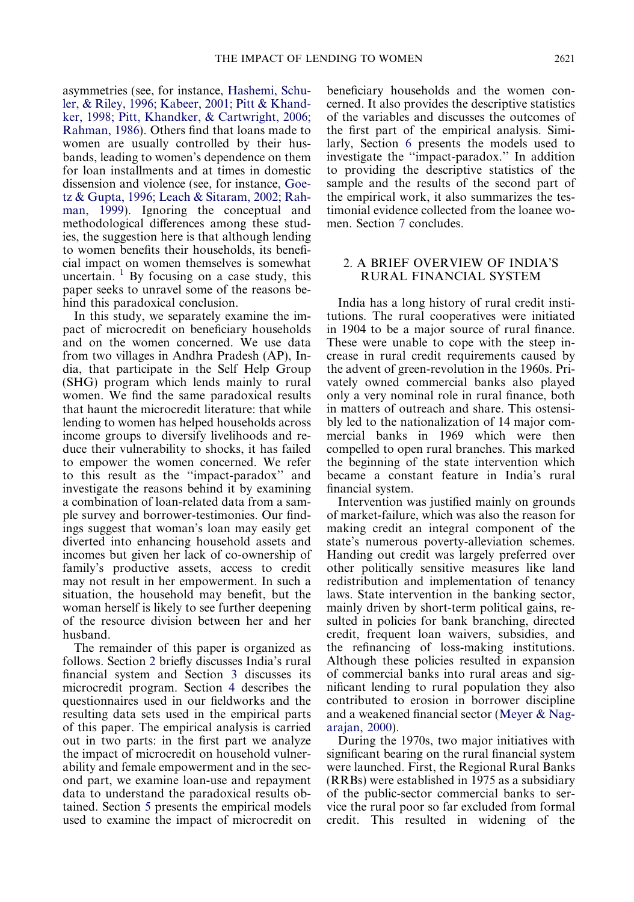asymmetries (see, for instance, Hashemi, Schuler, & Riley, 1996; Kabeer, 2001; Pitt & Khandker, 1998; Pitt, Khandker, & Cartwright, 2006; Rahman, 1986). Others find that loans made to women are usually controlled by their husbands, leading to women's dependence on them for loan installments and at times in domestic dissension and violence (see, for instance, Goetz & Gupta, 1996; Leach & Sitaram, 2002; Rahman, 1999). Ignoring the conceptual and methodological differences among these studies, the suggestion here is that although lending to women benefits their households, its beneficial impact on women themselves is somewhat uncertain. [1] By focusing on a case study, this paper seeks to unravel some of the reasons behind this paradoxical conclusion.

In this study, we separately examine the impact of microcredit on beneficiary households and on the women concerned. We use data from two villages in Andhra Pradesh (AP), India, that participate in the Self Help Group (SHG) program which lends mainly to rural women. We find the same paradoxical results that haunt the microcredit literature: that while lending to women has helped households across income groups to diversify livelihoods and reduce their vulnerability to shocks, it has failed to empower the women concerned. We refer to this result as the "impact-paradox" and investigate the reasons behind it by examining a combination of loan-related data from a sample survey and borrower-testimonies. Our findings suggest that woman's loan may easily get diverted into enhancing household assets and incomes but given her lack of co-ownership of family's productive assets, access to credit may not result in her empowerment. In such a situation, the household may benefit, but the woman herself is likely to see further deepening of the resource division between her and her husband.

The remainder of this paper is organized as follows. Section 2 briefly discusses India's rural financial system and Section 3 discusses its microcredit program. Section 4 describes the questionnaires used in our fieldworks and the resulting data sets used in the empirical parts of this paper. The empirical analysis is carried out in two parts: in the first part we analyze the impact of microcredit on household vulnerability and female empowerment and in the second part, we examine loan-use and repayment data to understand the paradoxical results obtained. Section 5 presents the empirical models used to examine the impact of microcredit on beneficiary households and the women concerned. It also provides the descriptive statistics of the variables and discusses the outcomes of the first part of the empirical analysis. Similarly, Section 6 presents the models used to investigate the "impact-paradox." In addition to providing the descriptive statistics of the sample and the results of the second part of the empirical work, it also summarizes the testimonial evidence collected from the loanee women. Section 7 concludes.

## 2. A BRIEF OVERVIEW OF INDIA'S RURAL FINANCIAL SYSTEM

India has a long history of rural credit institutions. The rural cooperatives were initiated in 1904 to be a major source of rural finance. These were unable to cope with the steep increase in rural credit requirements caused by the advent of green-revolution in the 1960s. Privately owned commercial banks also played only a very nominal role in rural finance, both in matters of outreach and share. This ostensibly led to the nationalization of 14 major commercial banks in 1969 which were then compelled to open rural branches. This marked the beginning of the state intervention which became a constant feature in India's rural financial system.

Intervention was justified mainly on grounds of market-failure, which was also the reason for making credit an integral component of the state's numerous poverty-alleviation schemes. Handing out credit was largely preferred over other politically sensitive measures like land redistribution and implementation of tenancy laws. State intervention in the banking sector, mainly driven by short-term political gains, resulted in policies for bank branching, directed credit, frequent loan waivers, subsidies, and the refinancing of loss-making institutions. Although these policies resulted in expansion of commercial banks into rural areas and significant lending to rural population they also contributed to erosion in borrower discipline and a weakened financial sector (Meyer & Nagarajan, 2000).

During the 1970s, two major initiatives with significant bearing on the rural financial system were launched. First, the Regional Rural Banks (RRBs) were established in 1975 as a subsidiary of the public-sector commercial banks to service the rural poor so far excluded from formal credit. This resulted in widening of the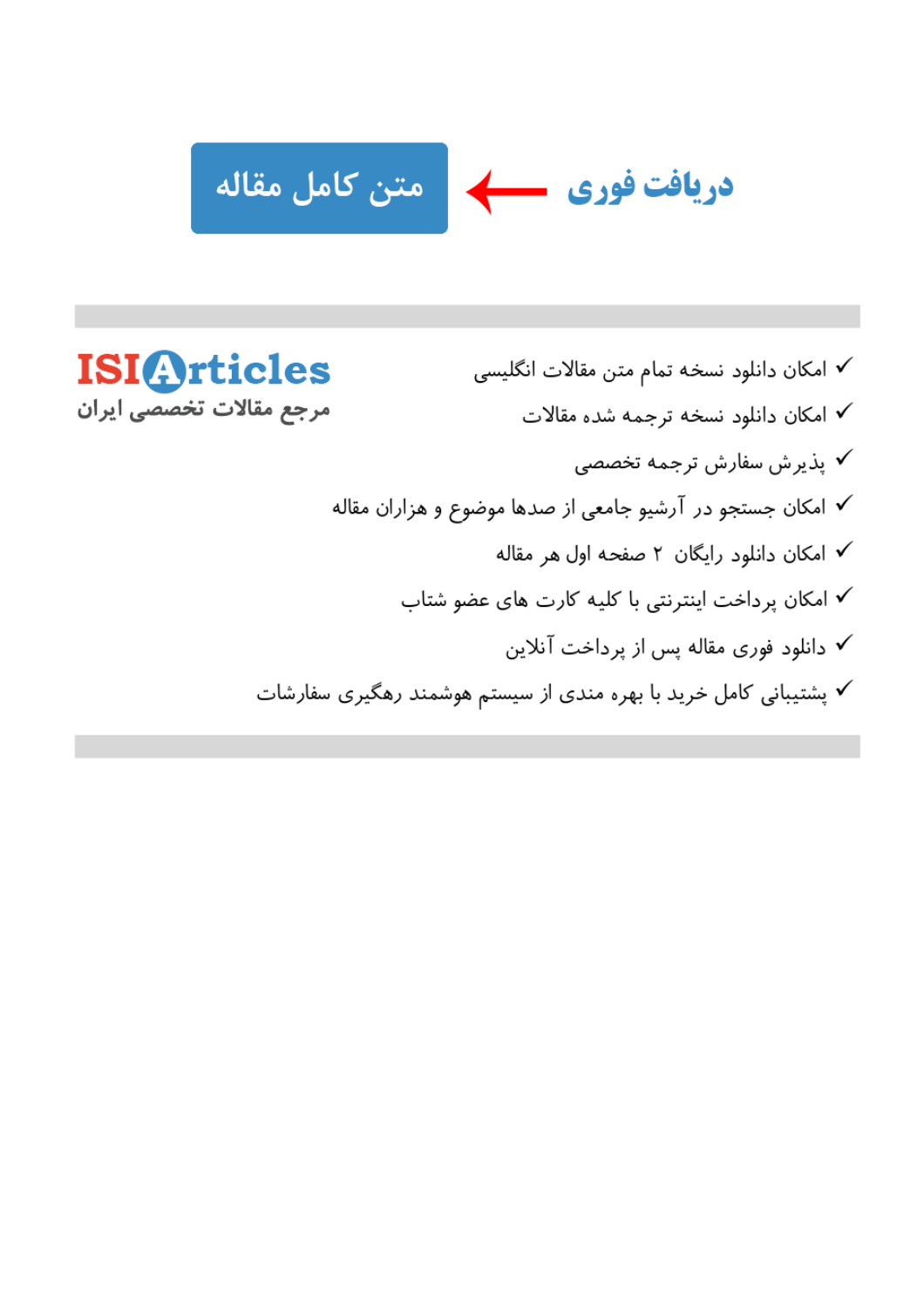متن کامل مقاله ← دریافت فوری

ISIArticles
مرجع مقالات تخصصی ایران

- ✓ امکان دانلود نسخه تمام متن مقالات انگلیسی
- ✓ امکان دانلود نسخه ترجمه شده مقالات
- ✓ پذیرش سفارش ترجمه تخصصی
- ✓ امکان جستجو در آرشیو جامعی از صدها موضوع و هزاران مقاله
- ✓ امکان دانلود رایگان ۲ صفحه اول هر مقاله
- ✓ امکان پرداخت اینترنتی با کلیه کارت های عضو شتاب
- ✓ دانلود فوری مقاله پس از پرداخت آنلاین
- ✓ پشتیبانی کامل خرید با بهره مندی از سیستم هوشمند رهگیری سفارشات